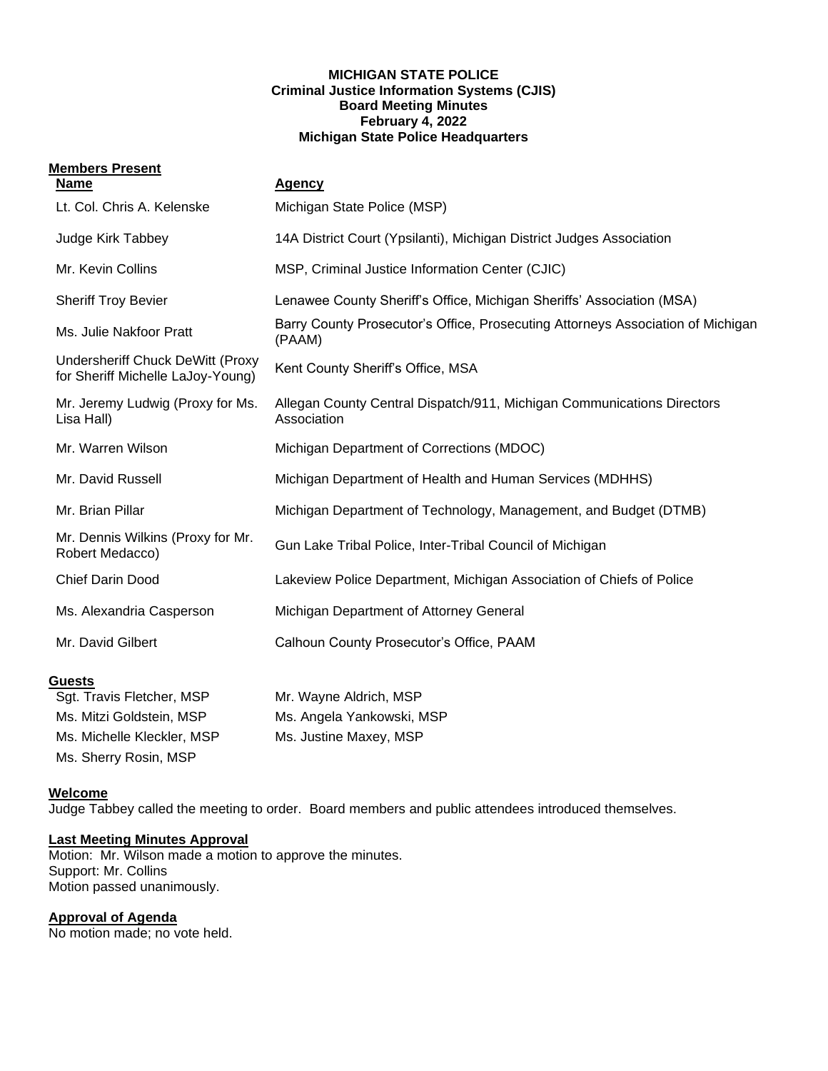**MICHIGAN STATE POLICE**
**Criminal Justice Information Systems (CJIS)**
**Board Meeting Minutes**
**February 4, 2022**
**Michigan State Police Headquarters**

**Members Present**

| Name | Agency |
|---|---|
| Lt. Col. Chris A. Kelenske | Michigan State Police (MSP) |
| Judge Kirk Tabbey | 14A District Court (Ypsilanti), Michigan District Judges Association |
| Mr. Kevin Collins | MSP, Criminal Justice Information Center (CJIC) |
| Sheriff Troy Bevier | Lenawee County Sheriff's Office, Michigan Sheriffs' Association (MSA) |
| Ms. Julie Nakfoor Pratt | Barry County Prosecutor's Office, Prosecuting Attorneys Association of Michigan (PAAM) |
| Undersheriff Chuck DeWitt (Proxy for Sheriff Michelle LaJoy-Young) | Kent County Sheriff's Office, MSA |
| Mr. Jeremy Ludwig (Proxy for Ms. Lisa Hall) | Allegan County Central Dispatch/911, Michigan Communications Directors Association |
| Mr. Warren Wilson | Michigan Department of Corrections (MDOC) |
| Mr. David Russell | Michigan Department of Health and Human Services (MDHHS) |
| Mr. Brian Pillar | Michigan Department of Technology, Management, and Budget (DTMB) |
| Mr. Dennis Wilkins (Proxy for Mr. Robert Medacco) | Gun Lake Tribal Police, Inter-Tribal Council of Michigan |
| Chief Darin Dood | Lakeview Police Department, Michigan Association of Chiefs of Police |
| Ms. Alexandria Casperson | Michigan Department of Attorney General |
| Mr. David Gilbert | Calhoun County Prosecutor's Office, PAAM |

**Guests**

Sgt. Travis Fletcher, MSP
Ms. Mitzi Goldstein, MSP
Ms. Michelle Kleckler, MSP
Ms. Sherry Rosin, MSP
Mr. Wayne Aldrich, MSP
Ms. Angela Yankowski, MSP
Ms. Justine Maxey, MSP

**Welcome**

Judge Tabbey called the meeting to order. Board members and public attendees introduced themselves.

**Last Meeting Minutes Approval**

Motion: Mr. Wilson made a motion to approve the minutes.
Support: Mr. Collins
Motion passed unanimously.

**Approval of Agenda**

No motion made; no vote held.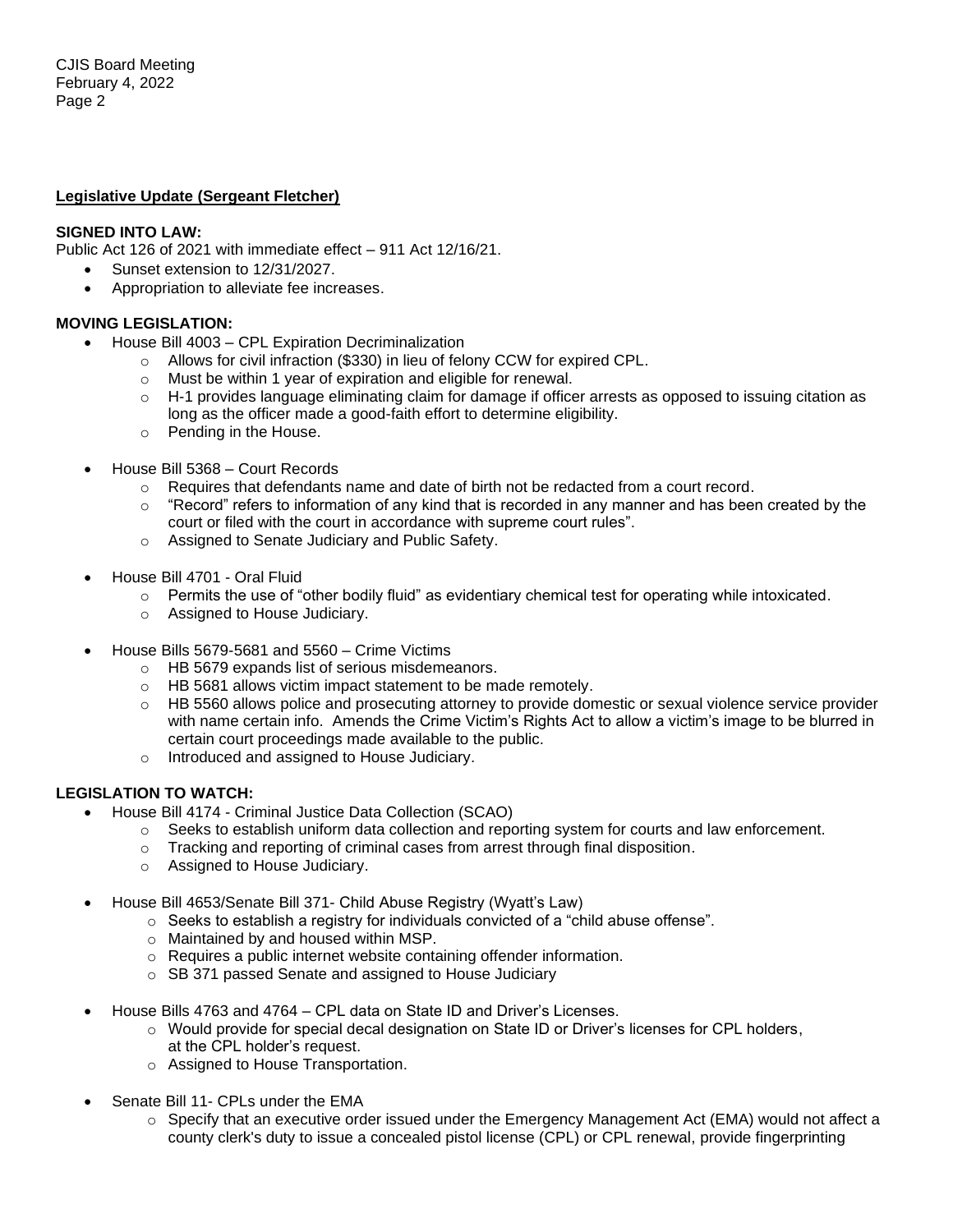## Legislative Update (Sergeant Fletcher)

**SIGNED INTO LAW:**

Public Act 126 of 2021 with immediate effect – 911 Act 12/16/21.

- Sunset extension to 12/31/2027.
- Appropriation to alleviate fee increases.

**MOVING LEGISLATION:**

- House Bill 4003 – CPL Expiration Decriminalization
  - Allows for civil infraction ($330) in lieu of felony CCW for expired CPL.
  - Must be within 1 year of expiration and eligible for renewal.
  - H-1 provides language eliminating claim for damage if officer arrests as opposed to issuing citation as long as the officer made a good-faith effort to determine eligibility.
  - Pending in the House.

- House Bill 5368 – Court Records
  - Requires that defendants name and date of birth not be redacted from a court record.
  - "Record" refers to information of any kind that is recorded in any manner and has been created by the court or filed with the court in accordance with supreme court rules".
  - Assigned to Senate Judiciary and Public Safety.

- House Bill 4701 - Oral Fluid
  - Permits the use of "other bodily fluid" as evidentiary chemical test for operating while intoxicated.
  - Assigned to House Judiciary.

- House Bills 5679-5681 and 5560 – Crime Victims
  - HB 5679 expands list of serious misdemeanors.
  - HB 5681 allows victim impact statement to be made remotely.
  - HB 5560 allows police and prosecuting attorney to provide domestic or sexual violence service provider with name certain info. Amends the Crime Victim's Rights Act to allow a victim's image to be blurred in certain court proceedings made available to the public.
  - Introduced and assigned to House Judiciary.

**LEGISLATION TO WATCH:**

- House Bill 4174 - Criminal Justice Data Collection (SCAO)
  - Seeks to establish uniform data collection and reporting system for courts and law enforcement.
  - Tracking and reporting of criminal cases from arrest through final disposition.
  - Assigned to House Judiciary.

- House Bill 4653/Senate Bill 371- Child Abuse Registry (Wyatt's Law)
  - Seeks to establish a registry for individuals convicted of a "child abuse offense".
  - Maintained by and housed within MSP.
  - Requires a public internet website containing offender information.
  - SB 371 passed Senate and assigned to House Judiciary

- House Bills 4763 and 4764 – CPL data on State ID and Driver's Licenses.
  - Would provide for special decal designation on State ID or Driver's licenses for CPL holders, at the CPL holder's request.
  - Assigned to House Transportation.

- Senate Bill 11- CPLs under the EMA
  - Specify that an executive order issued under the Emergency Management Act (EMA) would not affect a county clerk's duty to issue a concealed pistol license (CPL) or CPL renewal, provide fingerprinting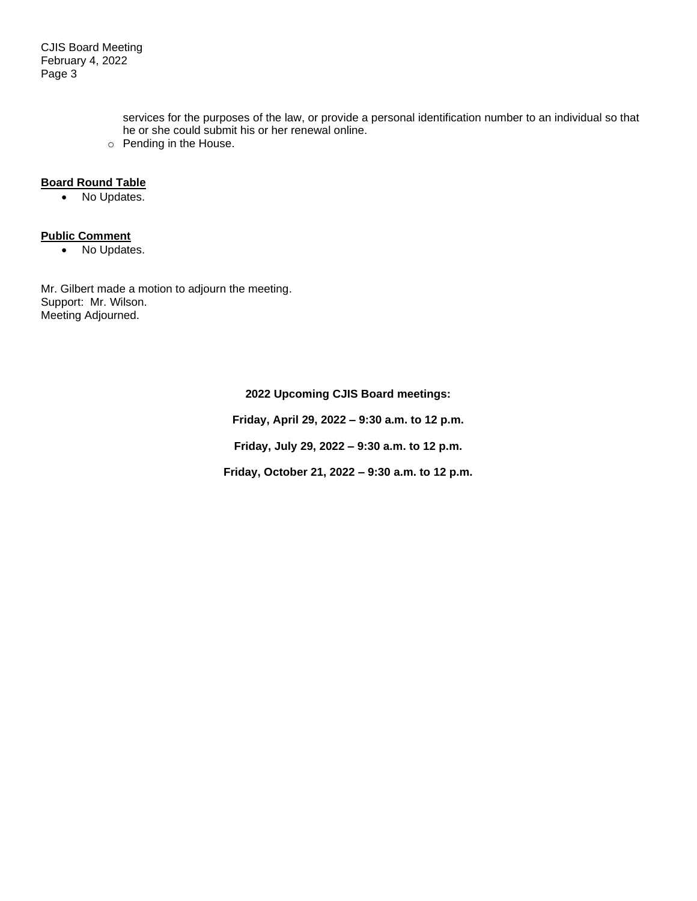services for the purposes of the law, or provide a personal identification number to an individual so that he or she could submit his or her renewal online.
    - Pending in the House.

**Board Round Table**

- No Updates.

**Public Comment**

- No Updates.

Mr. Gilbert made a motion to adjourn the meeting.
Support: Mr. Wilson.
Meeting Adjourned.

**2022 Upcoming CJIS Board meetings:**

**Friday, April 29, 2022 – 9:30 a.m. to 12 p.m.**

**Friday, July 29, 2022 – 9:30 a.m. to 12 p.m.**

**Friday, October 21, 2022 – 9:30 a.m. to 12 p.m.**